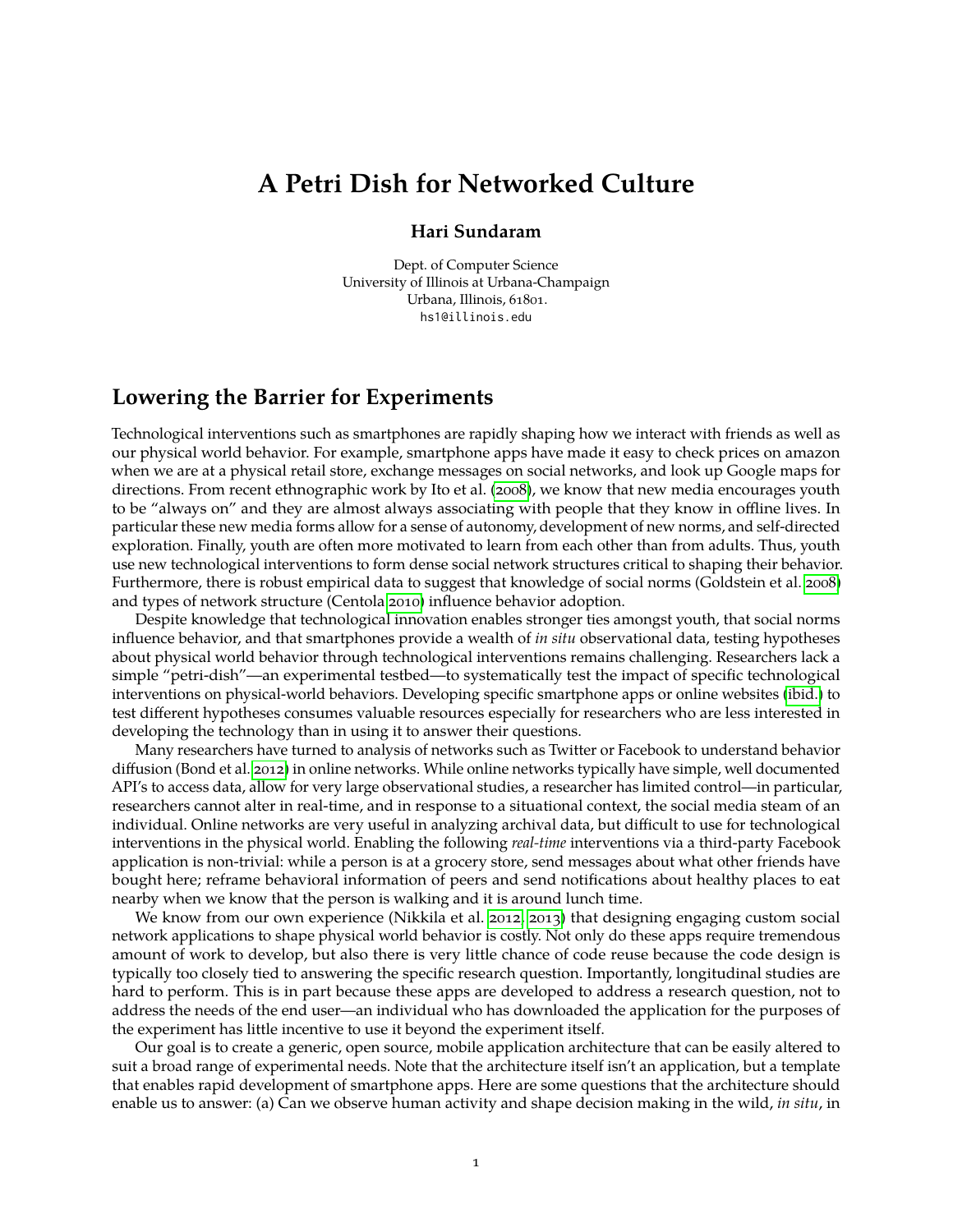// PAGE 1
# A Petri Dish for Networked Culture

**Hari Sundaram**

Dept. of Computer Science
University of Illinois at Urbana-Champaign
Urbana, Illinois, 61801.
hs1@illinois.edu

## Lowering the Barrier for Experiments

Technological interventions such as smartphones are rapidly shaping how we interact with friends as well as our physical world behavior. For example, smartphone apps have made it easy to check prices on amazon when we are at a physical retail store, exchange messages on social networks, and look up Google maps for directions. From recent ethnographic work by Ito et al. (2008), we know that new media encourages youth to be "always on" and they are almost always associating with people that they know in offline lives. In particular these new media forms allow for a sense of autonomy, development of new norms, and self-directed exploration. Finally, youth are often more motivated to learn from each other than from adults. Thus, youth use new technological interventions to form dense social network structures critical to shaping their behavior. Furthermore, there is robust empirical data to suggest that knowledge of social norms (Goldstein et al. 2008) and types of network structure (Centola 2010) influence behavior adoption.

Despite knowledge that technological innovation enables stronger ties amongst youth, that social norms influence behavior, and that smartphones provide a wealth of *in situ* observational data, testing hypotheses about physical world behavior through technological interventions remains challenging. Researchers lack a simple "petri-dish"—an experimental testbed—to systematically test the impact of specific technological interventions on physical-world behaviors. Developing specific smartphone apps or online websites (ibid.) to test different hypotheses consumes valuable resources especially for researchers who are less interested in developing the technology than in using it to answer their questions.

Many researchers have turned to analysis of networks such as Twitter or Facebook to understand behavior diffusion (Bond et al. 2012) in online networks. While online networks typically have simple, well documented API's to access data, allow for very large observational studies, a researcher has limited control—in particular, researchers cannot alter in real-time, and in response to a situational context, the social media steam of an individual. Online networks are very useful in analyzing archival data, but difficult to use for technological interventions in the physical world. Enabling the following *real-time* interventions via a third-party Facebook application is non-trivial: while a person is at a grocery store, send messages about what other friends have bought here; reframe behavioral information of peers and send notifications about healthy places to eat nearby when we know that the person is walking and it is around lunch time.

We know from our own experience (Nikkila et al. 2012; 2013) that designing engaging custom social network applications to shape physical world behavior is costly. Not only do these apps require tremendous amount of work to develop, but also there is very little chance of code reuse because the code design is typically too closely tied to answering the specific research question. Importantly, longitudinal studies are hard to perform. This is in part because these apps are developed to address a research question, not to address the needs of the end user—an individual who has downloaded the application for the purposes of the experiment has little incentive to use it beyond the experiment itself.

Our goal is to create a generic, open source, mobile application architecture that can be easily altered to suit a broad range of experimental needs. Note that the architecture itself isn't an application, but a template that enables rapid development of smartphone apps. Here are some questions that the architecture should enable us to answer: (a) Can we observe human activity and shape decision making in the wild, *in situ*, in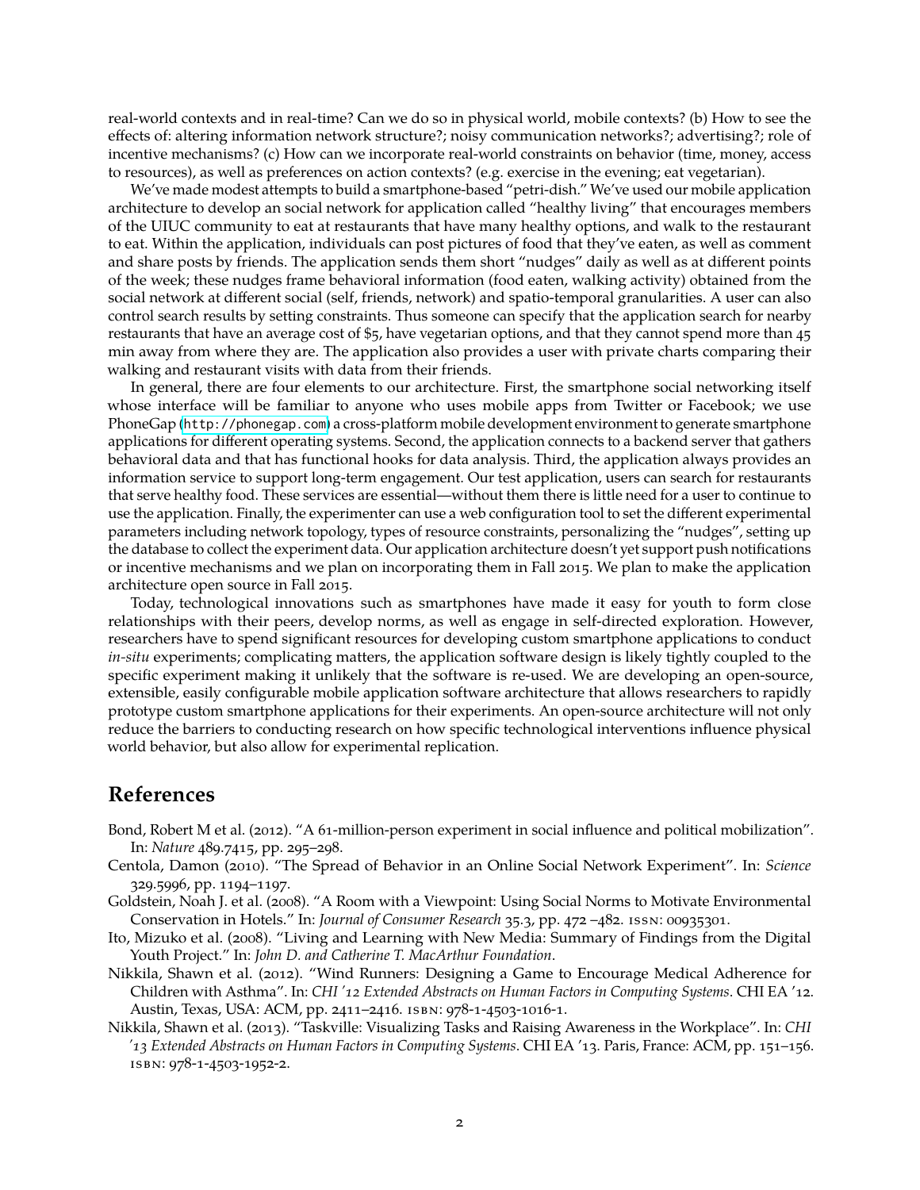real-world contexts and in real-time? Can we do so in physical world, mobile contexts? (b) How to see the effects of: altering information network structure?; noisy communication networks?; advertising?; role of incentive mechanisms? (c) How can we incorporate real-world constraints on behavior (time, money, access to resources), as well as preferences on action contexts? (e.g. exercise in the evening; eat vegetarian).

We've made modest attempts to build a smartphone-based "petri-dish." We've used our mobile application architecture to develop an social network for application called "healthy living" that encourages members of the UIUC community to eat at restaurants that have many healthy options, and walk to the restaurant to eat. Within the application, individuals can post pictures of food that they've eaten, as well as comment and share posts by friends. The application sends them short "nudges" daily as well as at different points of the week; these nudges frame behavioral information (food eaten, walking activity) obtained from the social network at different social (self, friends, network) and spatio-temporal granularities. A user can also control search results by setting constraints. Thus someone can specify that the application search for nearby restaurants that have an average cost of $5, have vegetarian options, and that they cannot spend more than 45 min away from where they are. The application also provides a user with private charts comparing their walking and restaurant visits with data from their friends.

In general, there are four elements to our architecture. First, the smartphone social networking itself whose interface will be familiar to anyone who uses mobile apps from Twitter or Facebook; we use PhoneGap (`http://phonegap.com`) a cross-platform mobile development environment to generate smartphone applications for different operating systems. Second, the application connects to a backend server that gathers behavioral data and that has functional hooks for data analysis. Third, the application always provides an information service to support long-term engagement. Our test application, users can search for restaurants that serve healthy food. These services are essential—without them there is little need for a user to continue to use the application. Finally, the experimenter can use a web configuration tool to set the different experimental parameters including network topology, types of resource constraints, personalizing the "nudges", setting up the database to collect the experiment data. Our application architecture doesn't yet support push notifications or incentive mechanisms and we plan on incorporating them in Fall 2015. We plan to make the application architecture open source in Fall 2015.

Today, technological innovations such as smartphones have made it easy for youth to form close relationships with their peers, develop norms, as well as engage in self-directed exploration. However, researchers have to spend significant resources for developing custom smartphone applications to conduct *in-situ* experiments; complicating matters, the application software design is likely tightly coupled to the specific experiment making it unlikely that the software is re-used. We are developing an open-source, extensible, easily configurable mobile application software architecture that allows researchers to rapidly prototype custom smartphone applications for their experiments. An open-source architecture will not only reduce the barriers to conducting research on how specific technological interventions influence physical world behavior, but also allow for experimental replication.

## References

Bond, Robert M et al. (2012). "A 61-million-person experiment in social influence and political mobilization". In: *Nature* 489.7415, pp. 295–298.

Centola, Damon (2010). "The Spread of Behavior in an Online Social Network Experiment". In: *Science* 329.5996, pp. 1194–1197.

Goldstein, Noah J. et al. (2008). "A Room with a Viewpoint: Using Social Norms to Motivate Environmental Conservation in Hotels." In: *Journal of Consumer Research* 35.3, pp. 472 –482. ISSN: 00935301.

Ito, Mizuko et al. (2008). "Living and Learning with New Media: Summary of Findings from the Digital Youth Project." In: *John D. and Catherine T. MacArthur Foundation*.

Nikkila, Shawn et al. (2012). "Wind Runners: Designing a Game to Encourage Medical Adherence for Children with Asthma". In: *CHI '12 Extended Abstracts on Human Factors in Computing Systems*. CHI EA '12. Austin, Texas, USA: ACM, pp. 2411–2416. ISBN: 978-1-4503-1016-1.

Nikkila, Shawn et al. (2013). "Taskville: Visualizing Tasks and Raising Awareness in the Workplace". In: *CHI '13 Extended Abstracts on Human Factors in Computing Systems*. CHI EA '13. Paris, France: ACM, pp. 151–156. ISBN: 978-1-4503-1952-2.